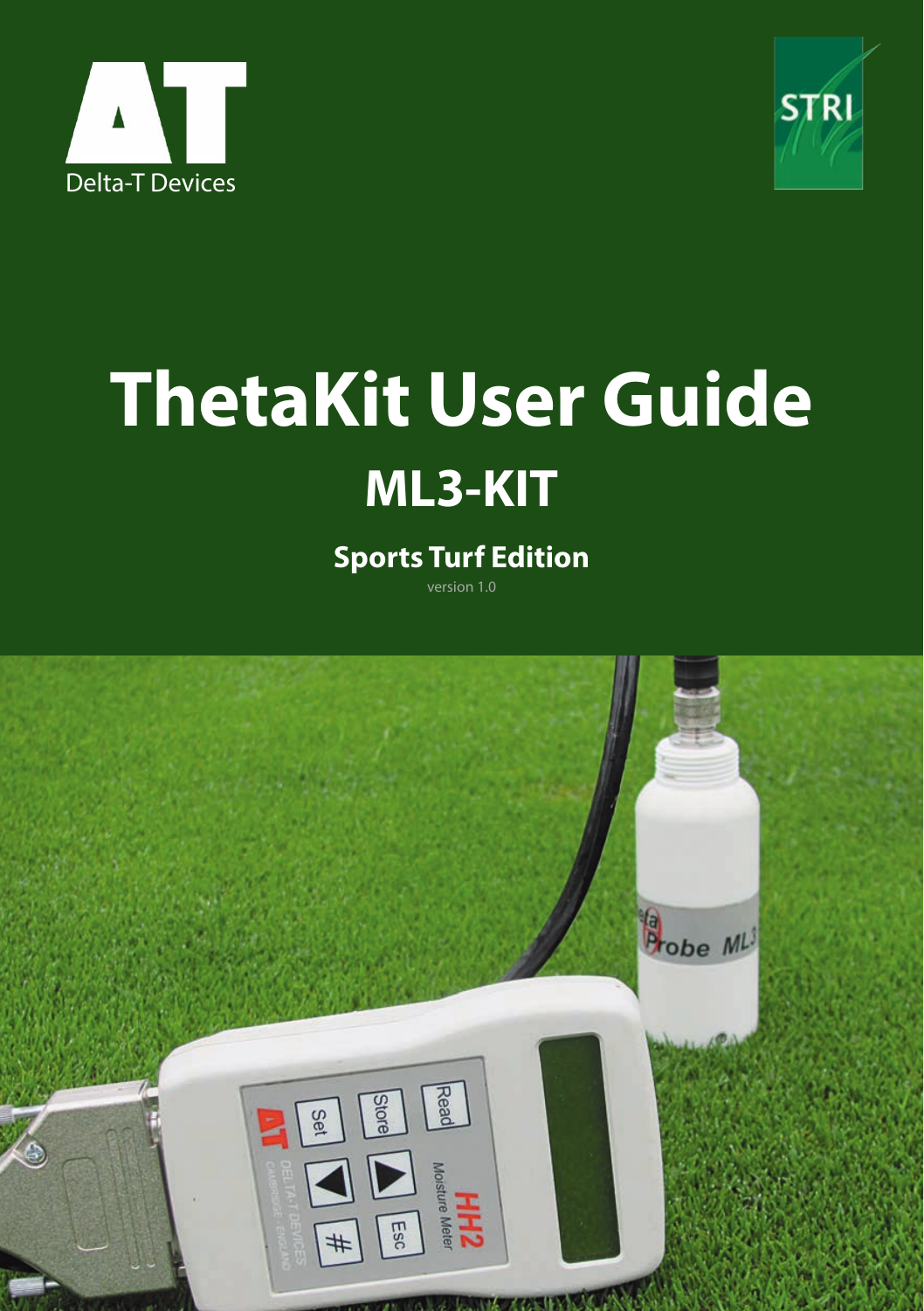Delta-T Devices

STRI

# ThetaKit User Guide

## ML3-KIT

### Sports Turf Edition

version 1.0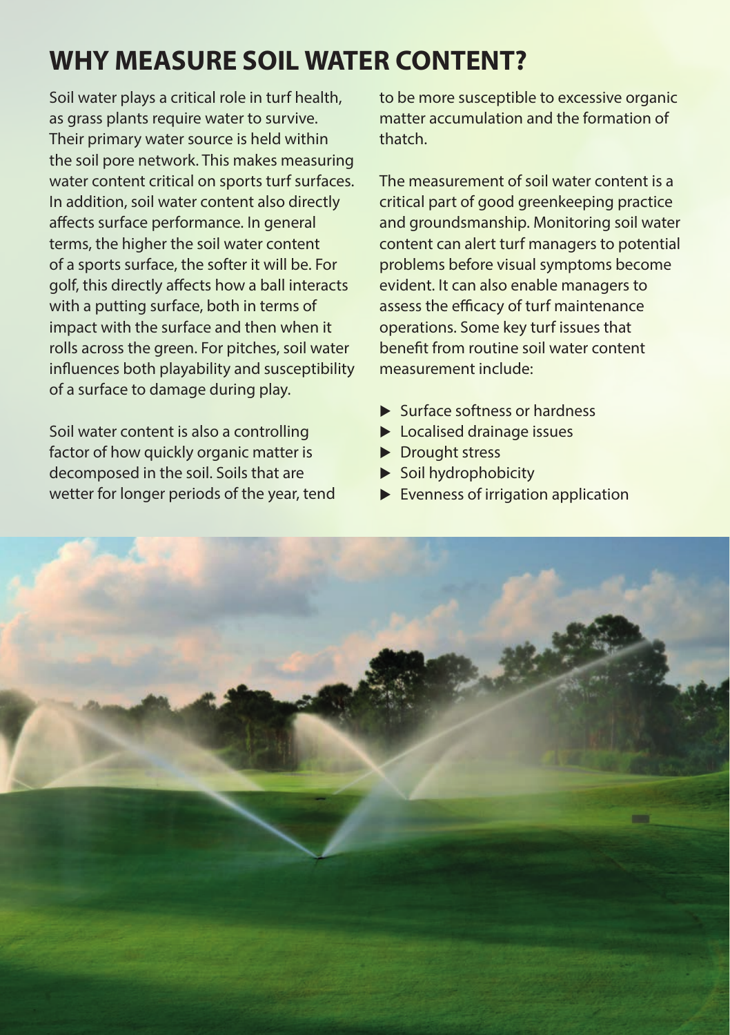# WHY MEASURE SOIL WATER CONTENT?

Soil water plays a critical role in turf health, as grass plants require water to survive. Their primary water source is held within the soil pore network. This makes measuring water content critical on sports turf surfaces. In addition, soil water content also directly affects surface performance. In general terms, the higher the soil water content of a sports surface, the softer it will be. For golf, this directly affects how a ball interacts with a putting surface, both in terms of impact with the surface and then when it rolls across the green. For pitches, soil water influences both playability and susceptibility of a surface to damage during play.

Soil water content is also a controlling factor of how quickly organic matter is decomposed in the soil. Soils that are wetter for longer periods of the year, tend to be more susceptible to excessive organic matter accumulation and the formation of thatch.

The measurement of soil water content is a critical part of good greenkeeping practice and groundsmanship. Monitoring soil water content can alert turf managers to potential problems before visual symptoms become evident. It can also enable managers to assess the efficacy of turf maintenance operations. Some key turf issues that benefit from routine soil water content measurement include:

- Surface softness or hardness
- Localised drainage issues
- Drought stress
- Soil hydrophobicity
- Evenness of irrigation application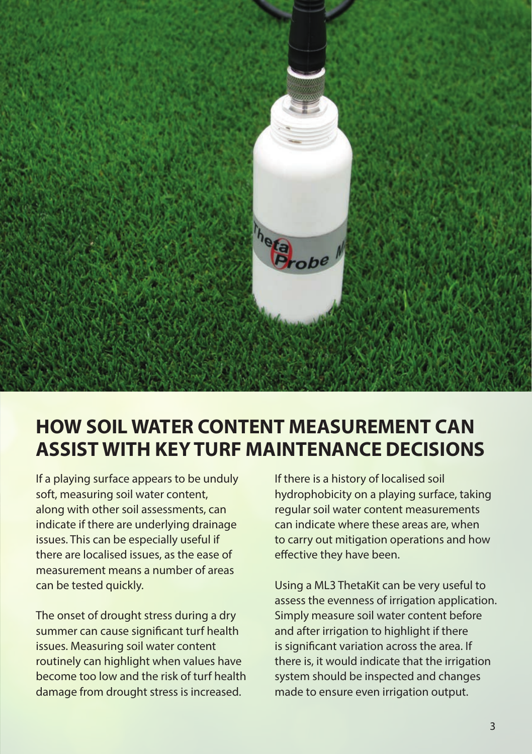## HOW SOIL WATER CONTENT MEASUREMENT CAN ASSIST WITH KEY TURF MAINTENANCE DECISIONS

If a playing surface appears to be unduly soft, measuring soil water content, along with other soil assessments, can indicate if there are underlying drainage issues. This can be especially useful if there are localised issues, as the ease of measurement means a number of areas can be tested quickly.

The onset of drought stress during a dry summer can cause significant turf health issues. Measuring soil water content routinely can highlight when values have become too low and the risk of turf health damage from drought stress is increased.

If there is a history of localised soil hydrophobicity on a playing surface, taking regular soil water content measurements can indicate where these areas are, when to carry out mitigation operations and how effective they have been.

Using a ML3 ThetaKit can be very useful to assess the evenness of irrigation application. Simply measure soil water content before and after irrigation to highlight if there is significant variation across the area. If there is, it would indicate that the irrigation system should be inspected and changes made to ensure even irrigation output.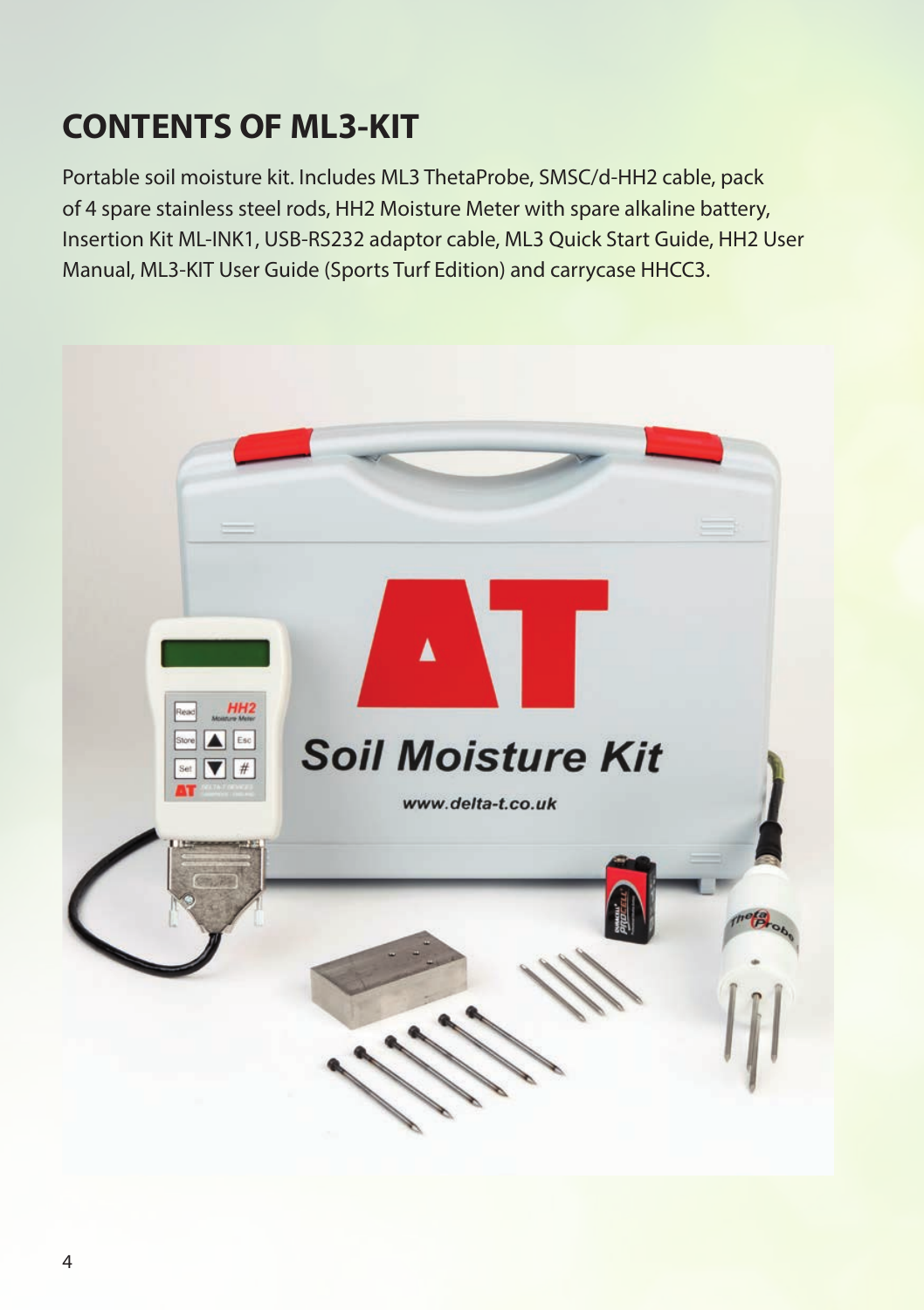## CONTENTS OF ML3-KIT

Portable soil moisture kit. Includes ML3 ThetaProbe, SMSC/d-HH2 cable, pack of 4 spare stainless steel rods, HH2 Moisture Meter with spare alkaline battery, Insertion Kit ML-INK1, USB-RS232 adaptor cable, ML3 Quick Start Guide, HH2 User Manual, ML3-KIT User Guide (Sports Turf Edition) and carrycase HHCC3.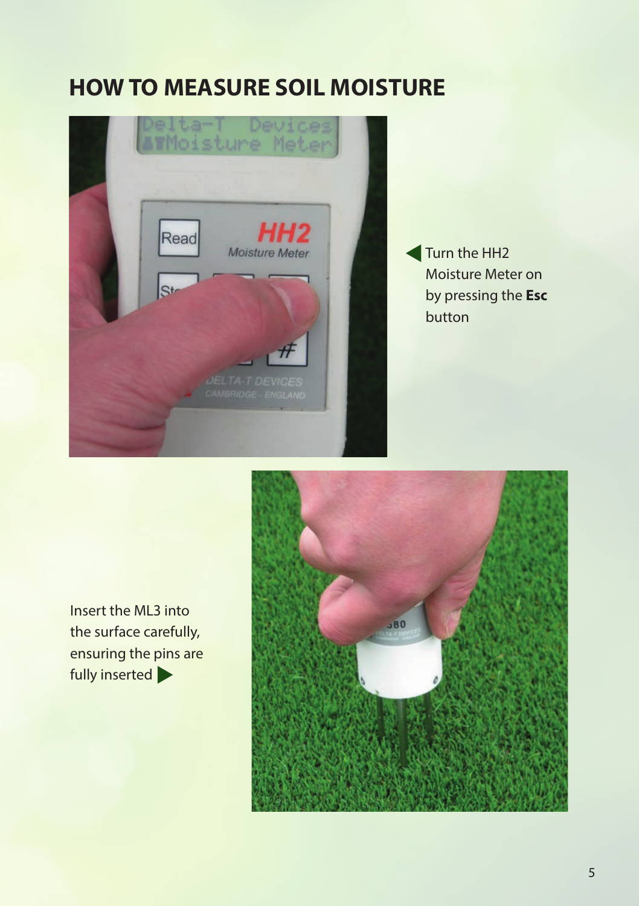# HOW TO MEASURE SOIL MOISTURE

◀ Turn the HH2 Moisture Meter on by pressing the **Esc** button

Insert the ML3 into the surface carefully, ensuring the pins are fully inserted ▶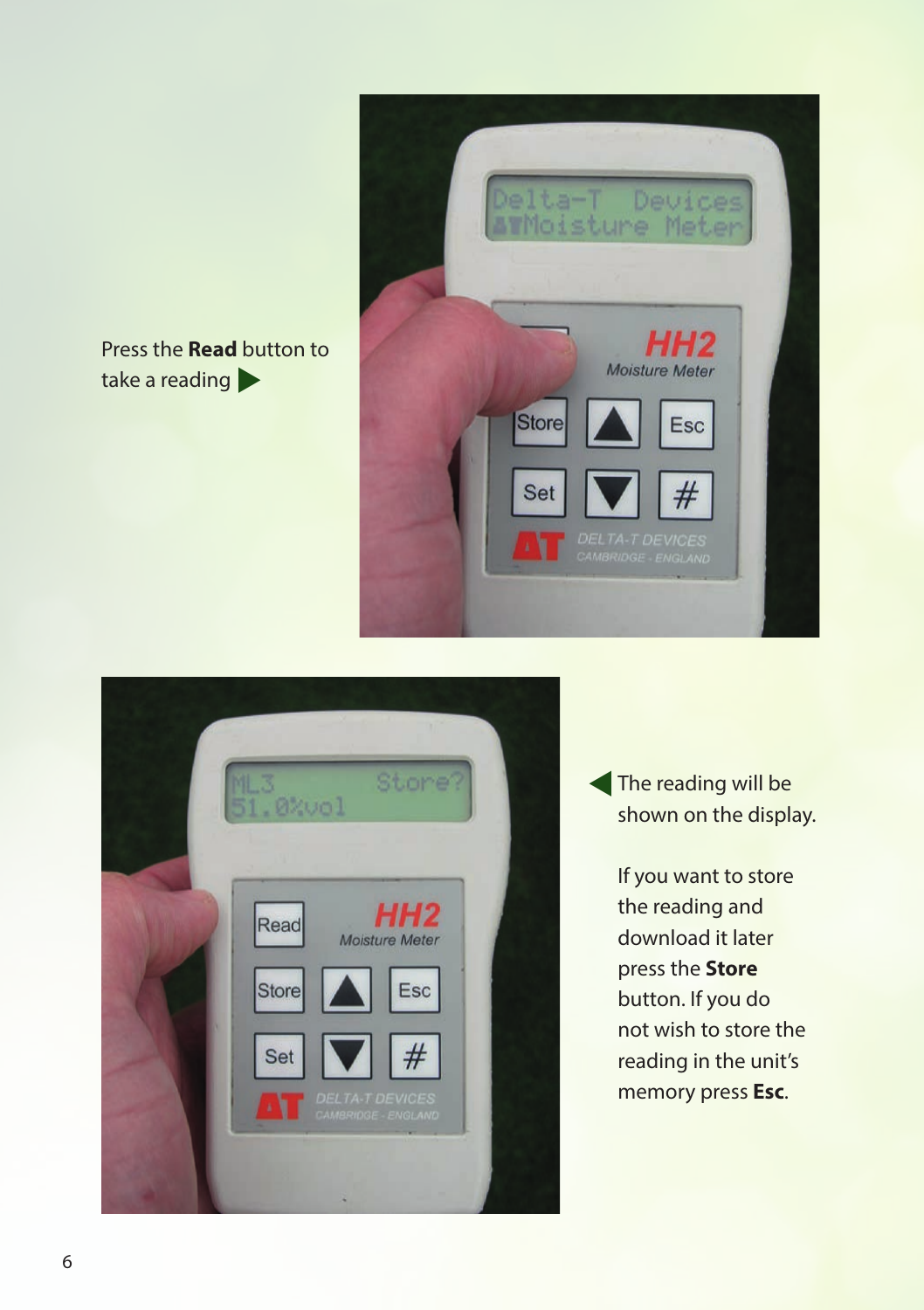Press the **Read** button to take a reading ▶

◀ The reading will be shown on the display.

If you want to store the reading and download it later press the **Store** button. If you do not wish to store the reading in the unit's memory press **Esc**.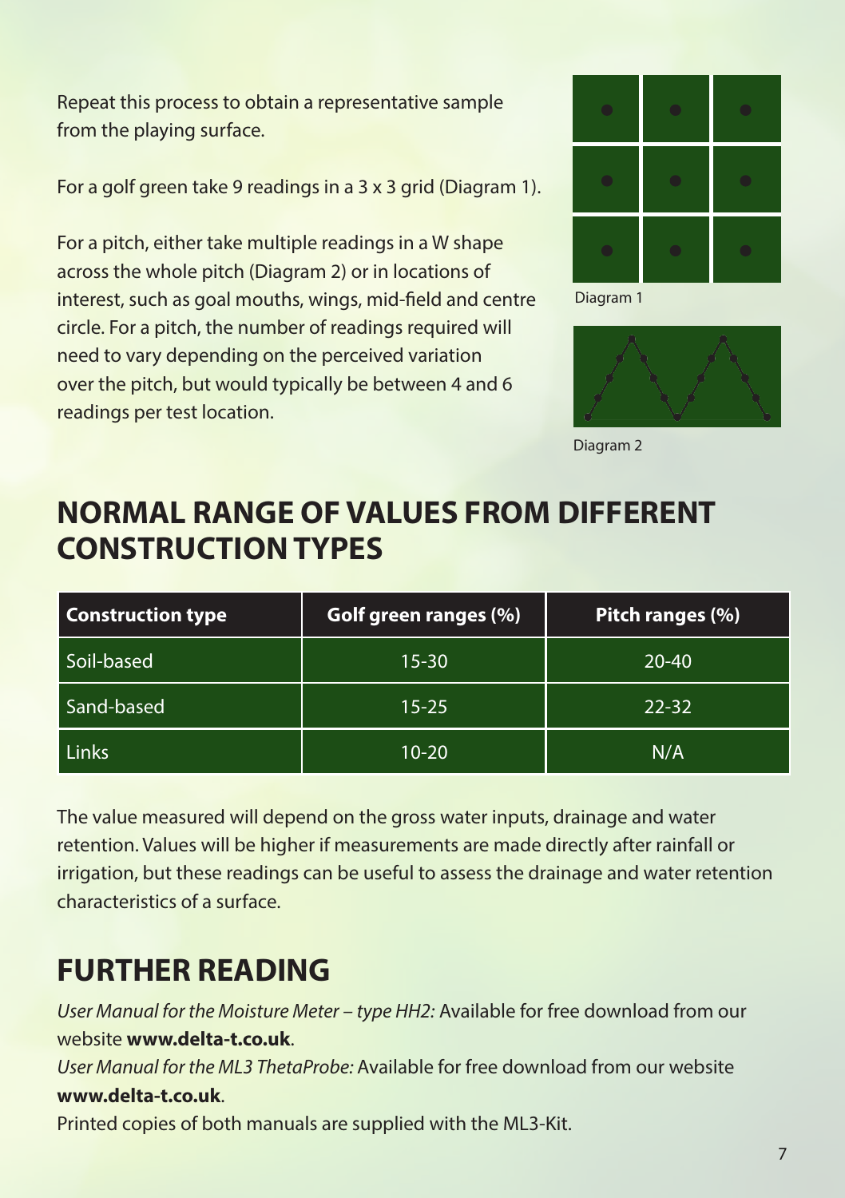Repeat this process to obtain a representative sample from the playing surface.

For a golf green take 9 readings in a 3 x 3 grid (Diagram 1).

For a pitch, either take multiple readings in a W shape across the whole pitch (Diagram 2) or in locations of interest, such as goal mouths, wings, mid-field and centre circle. For a pitch, the number of readings required will need to vary depending on the perceived variation over the pitch, but would typically be between 4 and 6 readings per test location.

Diagram 1

Diagram 2

## NORMAL RANGE OF VALUES FROM DIFFERENT CONSTRUCTION TYPES

| Construction type | Golf green ranges (%) | Pitch ranges (%) |
| --- | --- | --- |
| Soil-based | 15-30 | 20-40 |
| Sand-based | 15-25 | 22-32 |
| Links | 10-20 | N/A |

The value measured will depend on the gross water inputs, drainage and water retention. Values will be higher if measurements are made directly after rainfall or irrigation, but these readings can be useful to assess the drainage and water retention characteristics of a surface.

## FURTHER READING

*User Manual for the Moisture Meter – type HH2:* Available for free download from our website **www.delta-t.co.uk**.

*User Manual for the ML3 ThetaProbe:* Available for free download from our website **www.delta-t.co.uk**.

Printed copies of both manuals are supplied with the ML3-Kit.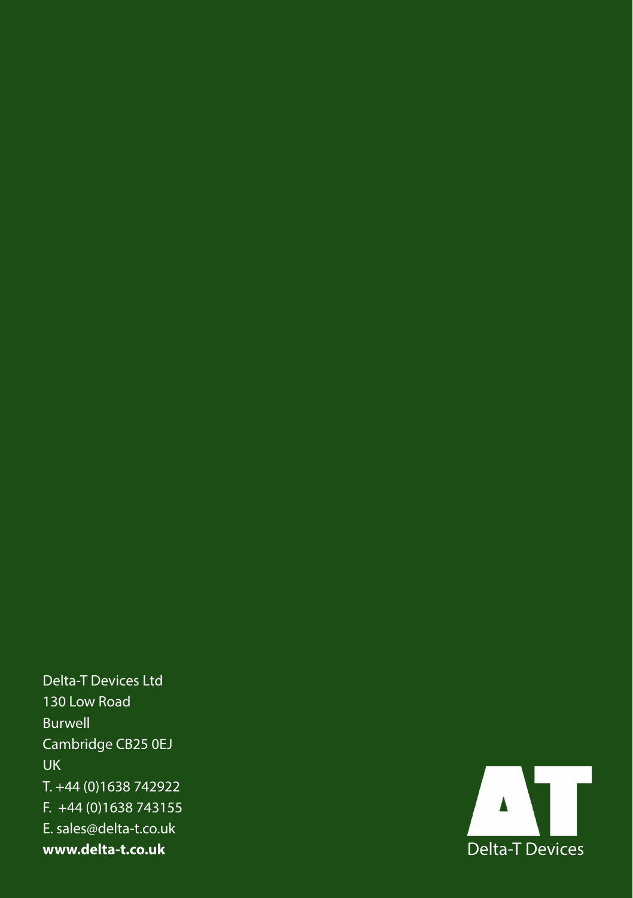Delta-T Devices Ltd
130 Low Road
Burwell
Cambridge CB25 0EJ
UK
T. +44 (0)1638 742922
F. +44 (0)1638 743155
E. sales@delta-t.co.uk
**www.delta-t.co.uk**

Delta-T Devices